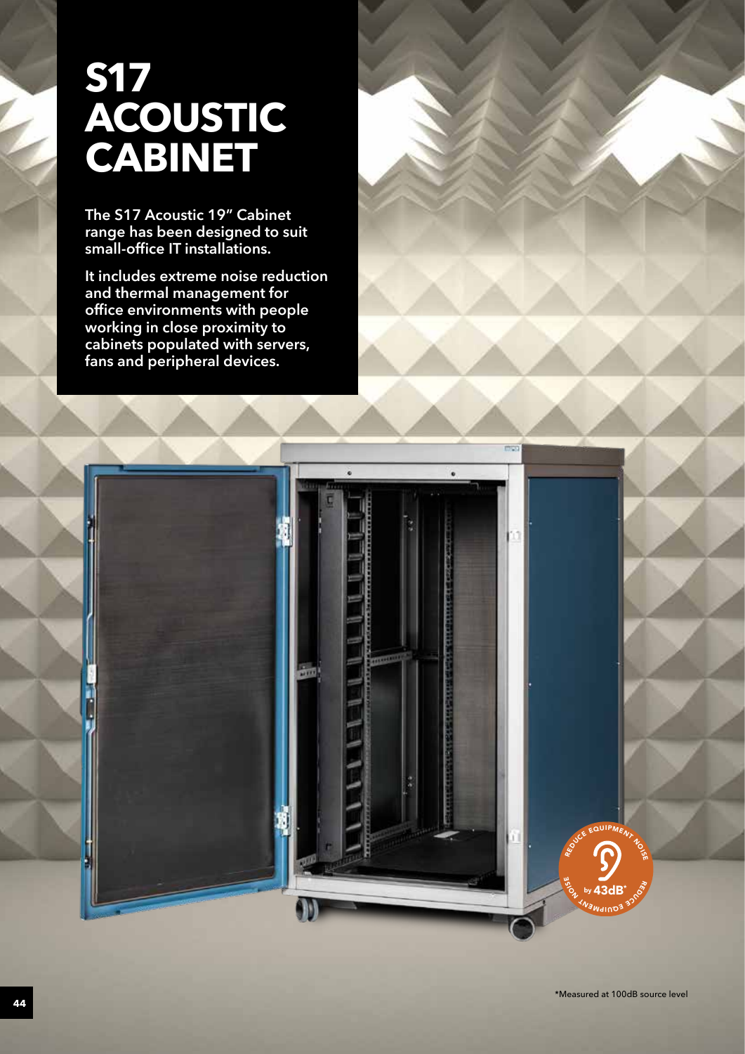# S17 ACOUSTIC CABINET

**The S17 Acoustic 19" Cabinet range has been designed to suit small-office IT installations.**

**It includes extreme noise reduction and thermal management for office environments with people working in close proximity to cabinets populated with servers, fans and peripheral devices.**

REDUCE EQUIPMENT NOISE by 43dB*

*Measured at 100dB source level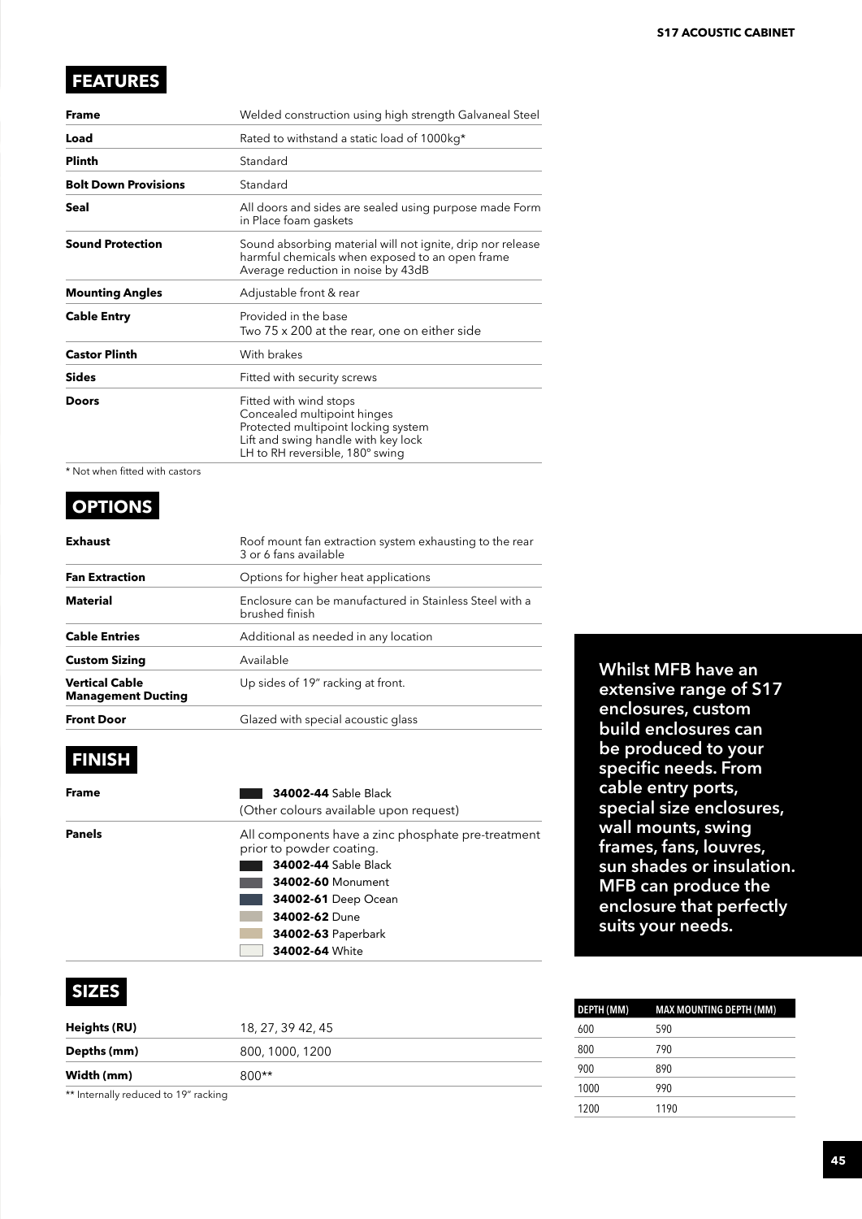## FEATURES

| | |
|---|---|
| **Frame** | Welded construction using high strength Galvaneal Steel |
| **Load** | Rated to withstand a static load of 1000kg* |
| **Plinth** | Standard |
| **Bolt Down Provisions** | Standard |
| **Seal** | All doors and sides are sealed using purpose made Form in Place foam gaskets |
| **Sound Protection** | Sound absorbing material will not ignite, drip nor release harmful chemicals when exposed to an open frame<br>Average reduction in noise by 43dB |
| **Mounting Angles** | Adjustable front & rear |
| **Cable Entry** | Provided in the base<br>Two 75 x 200 at the rear, one on either side |
| **Castor Plinth** | With brakes |
| **Sides** | Fitted with security screws |
| **Doors** | Fitted with wind stops<br>Concealed multipoint hinges<br>Protected multipoint locking system<br>Lift and swing handle with key lock<br>LH to RH reversible, 180° swing |

* Not when fitted with castors

## OPTIONS

| | |
|---|---|
| **Exhaust** | Roof mount fan extraction system exhausting to the rear<br>3 or 6 fans available |
| **Fan Extraction** | Options for higher heat applications |
| **Material** | Enclosure can be manufactured in Stainless Steel with a brushed finish |
| **Cable Entries** | Additional as needed in any location |
| **Custom Sizing** | Available |
| **Vertical Cable Management Ducting** | Up sides of 19" racking at front. |
| **Front Door** | Glazed with special acoustic glass |

## FINISH

| | |
|---|---|
| **Frame** | **34002-44** Sable Black<br>(Other colours available upon request) |
| **Panels** | All components have a zinc phosphate pre-treatment prior to powder coating.<br>**34002-44** Sable Black<br>**34002-60** Monument<br>**34002-61** Deep Ocean<br>**34002-62** Dune<br>**34002-63** Paperbark<br>**34002-64** White |

## SIZES

| | |
|---|---|
| **Heights (RU)** | 18, 27, 39 42, 45 |
| **Depths (mm)** | 800, 1000, 1200 |
| **Width (mm)** | 800** |

** Internally reduced to 19" racking

**Whilst MFB have an extensive range of S17 enclosures, custom build enclosures can be produced to your specific needs. From cable entry ports, special size enclosures, wall mounts, swing frames, fans, louvres, sun shades or insulation. MFB can produce the enclosure that perfectly suits your needs.**

| DEPTH (MM) | MAX MOUNTING DEPTH (MM) |
|---|---|
| 600 | 590 |
| 800 | 790 |
| 900 | 890 |
| 1000 | 990 |
| 1200 | 1190 |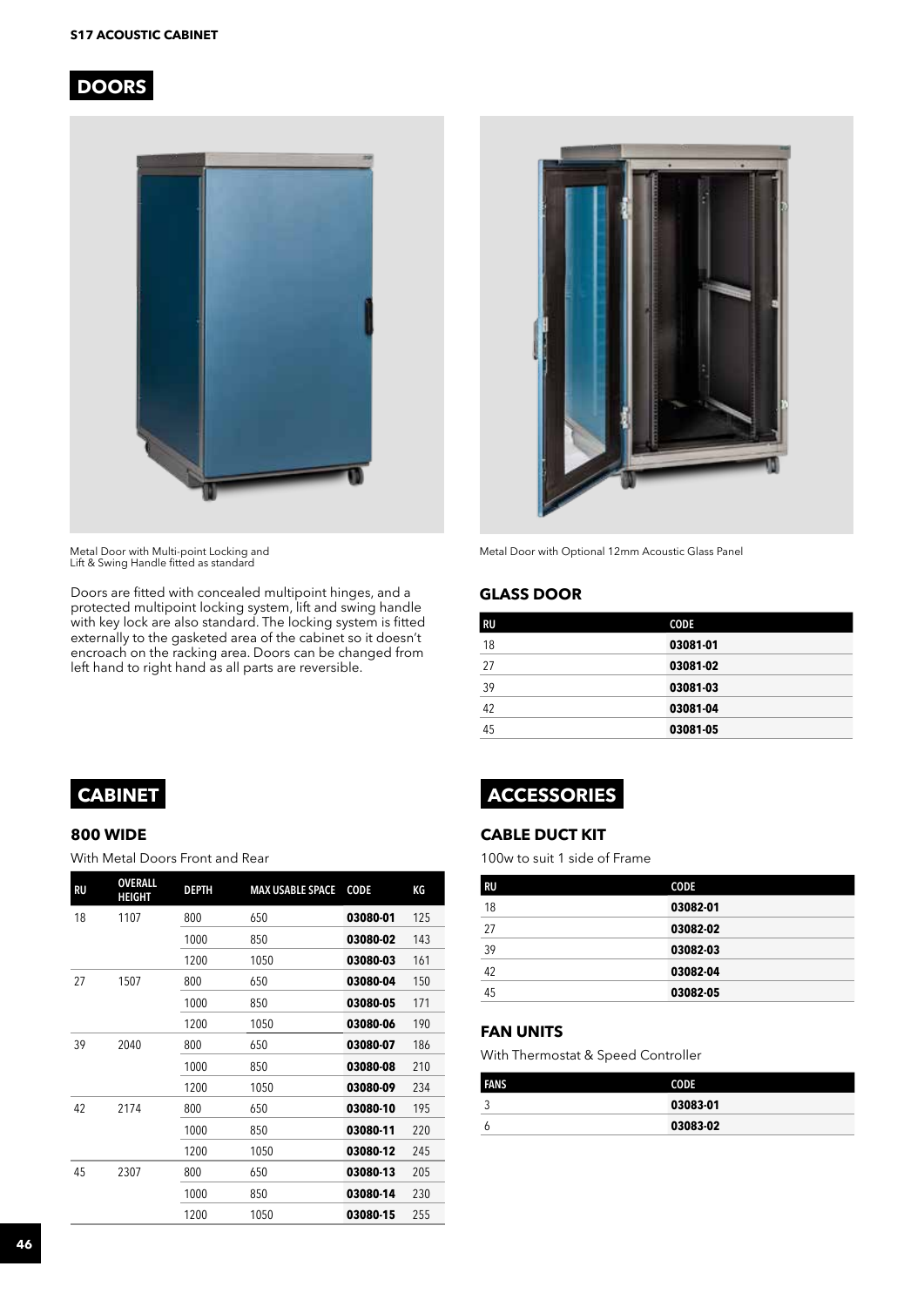## DOORS

Metal Door with Multi-point Locking and Lift & Swing Handle fitted as standard

Doors are fitted with concealed multipoint hinges, and a protected multipoint locking system, lift and swing handle with key lock are also standard. The locking system is fitted externally to the gasketed area of the cabinet so it doesn't encroach on the racking area. Doors can be changed from left hand to right hand as all parts are reversible.

Metal Door with Optional 12mm Acoustic Glass Panel

### GLASS DOOR

| RU | CODE |
|---|---|
| 18 | **03081-01** |
| 27 | **03081-02** |
| 39 | **03081-03** |
| 42 | **03081-04** |
| 45 | **03081-05** |

## CABINET

### 800 WIDE

With Metal Doors Front and Rear

| RU | OVERALL HEIGHT | DEPTH | MAX USABLE SPACE | CODE | KG |
|---|---|---|---|---|---|
| 18 | 1107 | 800 | 650 | **03080-01** | 125 |
| | | 1000 | 850 | **03080-02** | 143 |
| | | 1200 | 1050 | **03080-03** | 161 |
| 27 | 1507 | 800 | 650 | **03080-04** | 150 |
| | | 1000 | 850 | **03080-05** | 171 |
| | | 1200 | 1050 | **03080-06** | 190 |
| 39 | 2040 | 800 | 650 | **03080-07** | 186 |
| | | 1000 | 850 | **03080-08** | 210 |
| | | 1200 | 1050 | **03080-09** | 234 |
| 42 | 2174 | 800 | 650 | **03080-10** | 195 |
| | | 1000 | 850 | **03080-11** | 220 |
| | | 1200 | 1050 | **03080-12** | 245 |
| 45 | 2307 | 800 | 650 | **03080-13** | 205 |
| | | 1000 | 850 | **03080-14** | 230 |
| | | 1200 | 1050 | **03080-15** | 255 |

## ACCESSORIES

### CABLE DUCT KIT

100w to suit 1 side of Frame

| RU | CODE |
|---|---|
| 18 | **03082-01** |
| 27 | **03082-02** |
| 39 | **03082-03** |
| 42 | **03082-04** |
| 45 | **03082-05** |

### FAN UNITS

With Thermostat & Speed Controller

| FANS | CODE |
|---|---|
| 3 | **03083-01** |
| 6 | **03083-02** |